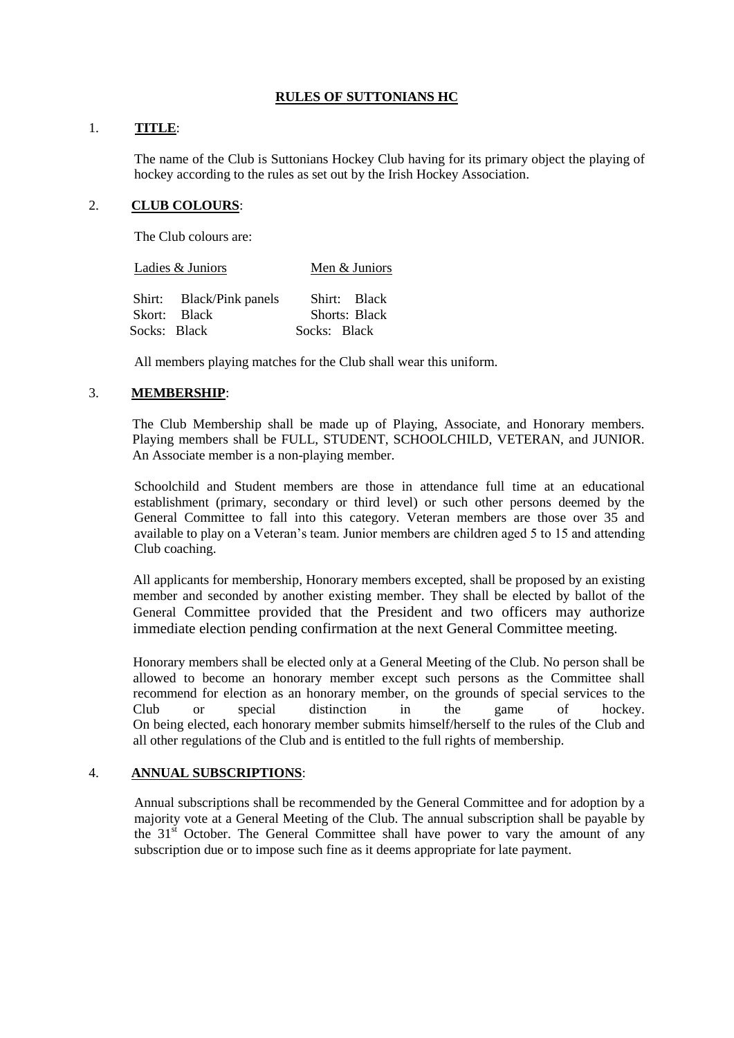# RULES OF SUTTONIANS HC

## 1. TITLE:

The name of the Club is Suttonians Hockey Club having for its primary object the playing of hockey according to the rules as set out by the Irish Hockey Association.

## 2. CLUB COLOURS:

The Club colours are:

| Ladies & Juniors | Men & Juniors |
|---|---|
| Shirt: Black/Pink panels | Shirt: Black |
| Skort: Black | Shorts: Black |
| Socks: Black | Socks: Black |

All members playing matches for the Club shall wear this uniform.

## 3. MEMBERSHIP:

The Club Membership shall be made up of Playing, Associate, and Honorary members. Playing members shall be FULL, STUDENT, SCHOOLCHILD, VETERAN, and JUNIOR. An Associate member is a non-playing member.

Schoolchild and Student members are those in attendance full time at an educational establishment (primary, secondary or third level) or such other persons deemed by the General Committee to fall into this category. Veteran members are those over 35 and available to play on a Veteran's team. Junior members are children aged 5 to 15 and attending Club coaching.

All applicants for membership, Honorary members excepted, shall be proposed by an existing member and seconded by another existing member. They shall be elected by ballot of the General Committee provided that the President and two officers may authorize immediate election pending confirmation at the next General Committee meeting.

Honorary members shall be elected only at a General Meeting of the Club. No person shall be allowed to become an honorary member except such persons as the Committee shall recommend for election as an honorary member, on the grounds of special services to the Club or special distinction in the game of hockey.
On being elected, each honorary member submits himself/herself to the rules of the Club and all other regulations of the Club and is entitled to the full rights of membership.

## 4. ANNUAL SUBSCRIPTIONS:

Annual subscriptions shall be recommended by the General Committee and for adoption by a majority vote at a General Meeting of the Club. The annual subscription shall be payable by the 31st October. The General Committee shall have power to vary the amount of any subscription due or to impose such fine as it deems appropriate for late payment.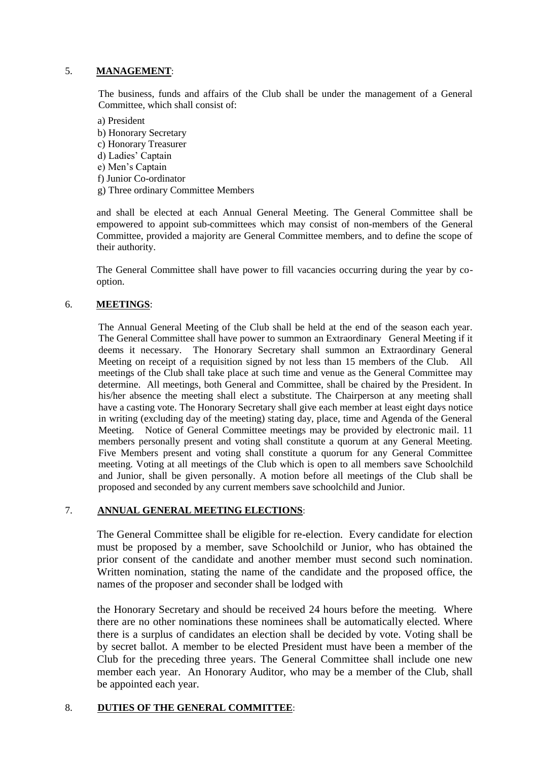5. **MANAGEMENT**:

The business, funds and affairs of the Club shall be under the management of a General Committee, which shall consist of:

a) President
b) Honorary Secretary
c) Honorary Treasurer
d) Ladies' Captain
e) Men's Captain
f) Junior Co-ordinator
g) Three ordinary Committee Members

and shall be elected at each Annual General Meeting. The General Committee shall be empowered to appoint sub-committees which may consist of non-members of the General Committee, provided a majority are General Committee members, and to define the scope of their authority.

The General Committee shall have power to fill vacancies occurring during the year by co-option.

6. **MEETINGS**:

The Annual General Meeting of the Club shall be held at the end of the season each year. The General Committee shall have power to summon an Extraordinary General Meeting if it deems it necessary. The Honorary Secretary shall summon an Extraordinary General Meeting on receipt of a requisition signed by not less than 15 members of the Club. All meetings of the Club shall take place at such time and venue as the General Committee may determine. All meetings, both General and Committee, shall be chaired by the President. In his/her absence the meeting shall elect a substitute. The Chairperson at any meeting shall have a casting vote. The Honorary Secretary shall give each member at least eight days notice in writing (excluding day of the meeting) stating day, place, time and Agenda of the General Meeting. Notice of General Committee meetings may be provided by electronic mail. 11 members personally present and voting shall constitute a quorum at any General Meeting. Five Members present and voting shall constitute a quorum for any General Committee meeting. Voting at all meetings of the Club which is open to all members save Schoolchild and Junior, shall be given personally. A motion before all meetings of the Club shall be proposed and seconded by any current members save schoolchild and Junior.

7. **ANNUAL GENERAL MEETING ELECTIONS**:

The General Committee shall be eligible for re-election. Every candidate for election must be proposed by a member, save Schoolchild or Junior, who has obtained the prior consent of the candidate and another member must second such nomination. Written nomination, stating the name of the candidate and the proposed office, the names of the proposer and seconder shall be lodged with

the Honorary Secretary and should be received 24 hours before the meeting. Where there are no other nominations these nominees shall be automatically elected. Where there is a surplus of candidates an election shall be decided by vote. Voting shall be by secret ballot. A member to be elected President must have been a member of the Club for the preceding three years. The General Committee shall include one new member each year. An Honorary Auditor, who may be a member of the Club, shall be appointed each year.

8. **DUTIES OF THE GENERAL COMMITTEE**: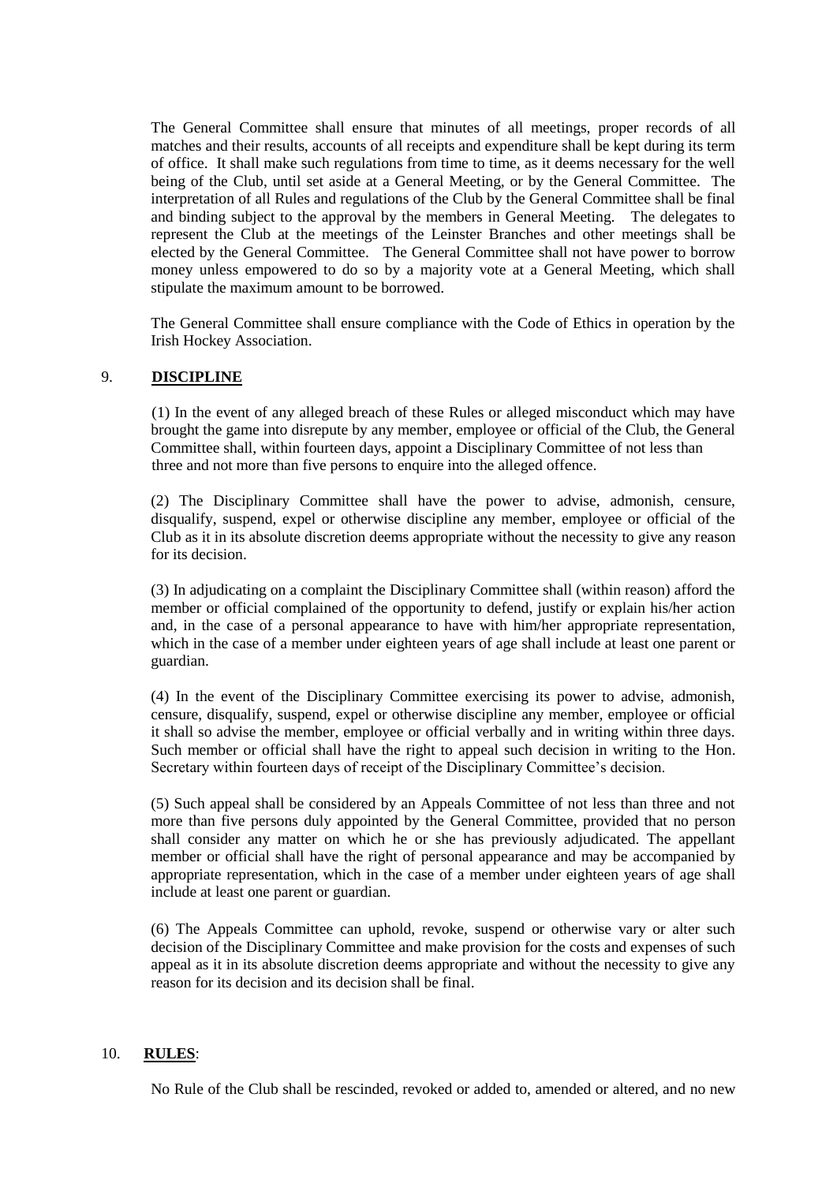The General Committee shall ensure that minutes of all meetings, proper records of all matches and their results, accounts of all receipts and expenditure shall be kept during its term of office. It shall make such regulations from time to time, as it deems necessary for the well being of the Club, until set aside at a General Meeting, or by the General Committee. The interpretation of all Rules and regulations of the Club by the General Committee shall be final and binding subject to the approval by the members in General Meeting. The delegates to represent the Club at the meetings of the Leinster Branches and other meetings shall be elected by the General Committee. The General Committee shall not have power to borrow money unless empowered to do so by a majority vote at a General Meeting, which shall stipulate the maximum amount to be borrowed.

The General Committee shall ensure compliance with the Code of Ethics in operation by the Irish Hockey Association.

## 9. **DISCIPLINE**

(1) In the event of any alleged breach of these Rules or alleged misconduct which may have brought the game into disrepute by any member, employee or official of the Club, the General Committee shall, within fourteen days, appoint a Disciplinary Committee of not less than three and not more than five persons to enquire into the alleged offence.

(2) The Disciplinary Committee shall have the power to advise, admonish, censure, disqualify, suspend, expel or otherwise discipline any member, employee or official of the Club as it in its absolute discretion deems appropriate without the necessity to give any reason for its decision.

(3) In adjudicating on a complaint the Disciplinary Committee shall (within reason) afford the member or official complained of the opportunity to defend, justify or explain his/her action and, in the case of a personal appearance to have with him/her appropriate representation, which in the case of a member under eighteen years of age shall include at least one parent or guardian.

(4) In the event of the Disciplinary Committee exercising its power to advise, admonish, censure, disqualify, suspend, expel or otherwise discipline any member, employee or official it shall so advise the member, employee or official verbally and in writing within three days. Such member or official shall have the right to appeal such decision in writing to the Hon. Secretary within fourteen days of receipt of the Disciplinary Committee's decision.

(5) Such appeal shall be considered by an Appeals Committee of not less than three and not more than five persons duly appointed by the General Committee, provided that no person shall consider any matter on which he or she has previously adjudicated. The appellant member or official shall have the right of personal appearance and may be accompanied by appropriate representation, which in the case of a member under eighteen years of age shall include at least one parent or guardian.

(6) The Appeals Committee can uphold, revoke, suspend or otherwise vary or alter such decision of the Disciplinary Committee and make provision for the costs and expenses of such appeal as it in its absolute discretion deems appropriate and without the necessity to give any reason for its decision and its decision shall be final.

## 10. **RULES**:

No Rule of the Club shall be rescinded, revoked or added to, amended or altered, and no new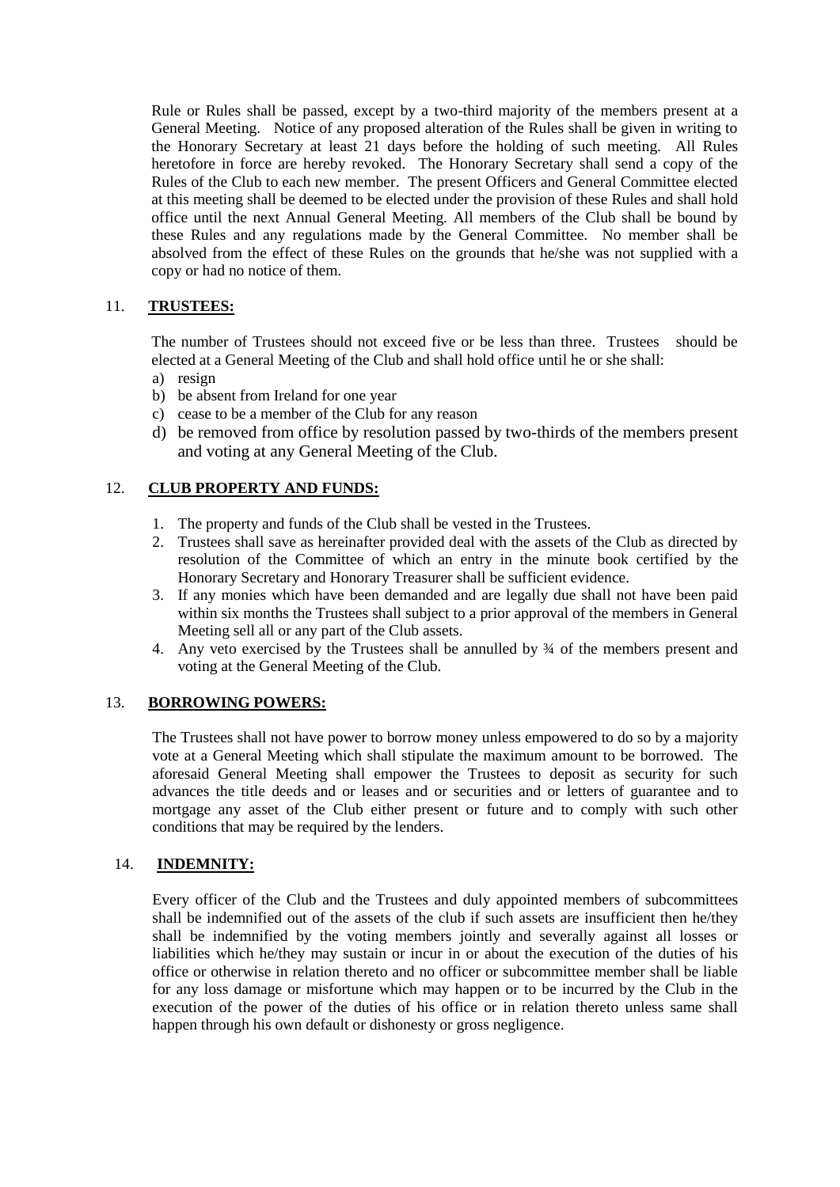Rule or Rules shall be passed, except by a two-third majority of the members present at a General Meeting. Notice of any proposed alteration of the Rules shall be given in writing to the Honorary Secretary at least 21 days before the holding of such meeting. All Rules heretofore in force are hereby revoked. The Honorary Secretary shall send a copy of the Rules of the Club to each new member. The present Officers and General Committee elected at this meeting shall be deemed to be elected under the provision of these Rules and shall hold office until the next Annual General Meeting. All members of the Club shall be bound by these Rules and any regulations made by the General Committee. No member shall be absolved from the effect of these Rules on the grounds that he/she was not supplied with a copy or had no notice of them.

11. **TRUSTEES:**

The number of Trustees should not exceed five or be less than three. Trustees should be elected at a General Meeting of the Club and shall hold office until he or she shall:

a) resign
b) be absent from Ireland for one year
c) cease to be a member of the Club for any reason
d) be removed from office by resolution passed by two-thirds of the members present and voting at any General Meeting of the Club.

12. **CLUB PROPERTY AND FUNDS:**

1. The property and funds of the Club shall be vested in the Trustees.
2. Trustees shall save as hereinafter provided deal with the assets of the Club as directed by resolution of the Committee of which an entry in the minute book certified by the Honorary Secretary and Honorary Treasurer shall be sufficient evidence.
3. If any monies which have been demanded and are legally due shall not have been paid within six months the Trustees shall subject to a prior approval of the members in General Meeting sell all or any part of the Club assets.
4. Any veto exercised by the Trustees shall be annulled by ¾ of the members present and voting at the General Meeting of the Club.

13. **BORROWING POWERS:**

The Trustees shall not have power to borrow money unless empowered to do so by a majority vote at a General Meeting which shall stipulate the maximum amount to be borrowed. The aforesaid General Meeting shall empower the Trustees to deposit as security for such advances the title deeds and or leases and or securities and or letters of guarantee and to mortgage any asset of the Club either present or future and to comply with such other conditions that may be required by the lenders.

14. **INDEMNITY:**

Every officer of the Club and the Trustees and duly appointed members of subcommittees shall be indemnified out of the assets of the club if such assets are insufficient then he/they shall be indemnified by the voting members jointly and severally against all losses or liabilities which he/they may sustain or incur in or about the execution of the duties of his office or otherwise in relation thereto and no officer or subcommittee member shall be liable for any loss damage or misfortune which may happen or to be incurred by the Club in the execution of the power of the duties of his office or in relation thereto unless same shall happen through his own default or dishonesty or gross negligence.